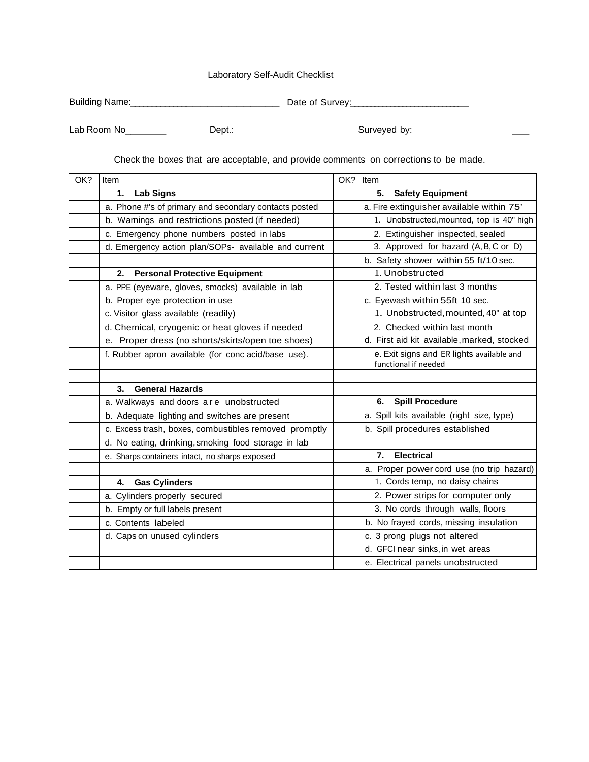Laboratory Self-Audit Checklist

Building Name:_______________________________ Date of Survey:_________________________

Lab Room No________ Dept.:_________________________ Surveyed by:_______________________

Check the boxes that are acceptable, and provide comments on corrections to be made.

| OK? | Item | OK? | Item |
|---|---|---|---|
| | **1. Lab Signs** | | **5. Safety Equipment** |
| | a. Phone #'s of primary and secondary contacts posted | | a. Fire extinguisher available within 75' |
| | b. Warnings and restrictions posted (if needed) | | 1. Unobstructed, mounted, top is 40" high |
| | c. Emergency phone numbers posted in labs | | 2. Extinguisher inspected, sealed |
| | d. Emergency action plan/SOPs- available and current | | 3. Approved for hazard (A, B, C or D) |
| | | | b. Safety shower within 55 ft/10 sec. |
| | **2. Personal Protective Equipment** | | 1. Unobstructed |
| | a. PPE (eyeware, gloves, smocks) available in lab | | 2. Tested within last 3 months |
| | b. Proper eye protection in use | | c. Eyewash within 55ft 10 sec. |
| | c. Visitor glass available (readily) | | 1. Unobstructed, mounted, 40" at top |
| | d. Chemical, cryogenic or heat gloves if needed | | 2. Checked within last month |
| | e. Proper dress (no shorts/skirts/open toe shoes) | | d. First aid kit available, marked, stocked |
| | f. Rubber apron available (for conc acid/base use). | | e. Exit signs and ER lights available and functional if needed |
| | | | |
| | **3. General Hazards** | | |
| | a. Walkways and doors are unobstructed | | **6. Spill Procedure** |
| | b. Adequate lighting and switches are present | | a. Spill kits available (right size, type) |
| | c. Excess trash, boxes, combustibles removed promptly | | b. Spill procedures established |
| | d. No eating, drinking, smoking food storage in lab | | |
| | e. Sharps containers intact, no sharps exposed | | **7. Electrical** |
| | | | a. Proper power cord use (no trip hazard) |
| | **4. Gas Cylinders** | | 1. Cords temp, no daisy chains |
| | a. Cylinders properly secured | | 2. Power strips for computer only |
| | b. Empty or full labels present | | 3. No cords through walls, floors |
| | c. Contents labeled | | b. No frayed cords, missing insulation |
| | d. Caps on unused cylinders | | c. 3 prong plugs not altered |
| | | | d. GFCI near sinks, in wet areas |
| | | | e. Electrical panels unobstructed |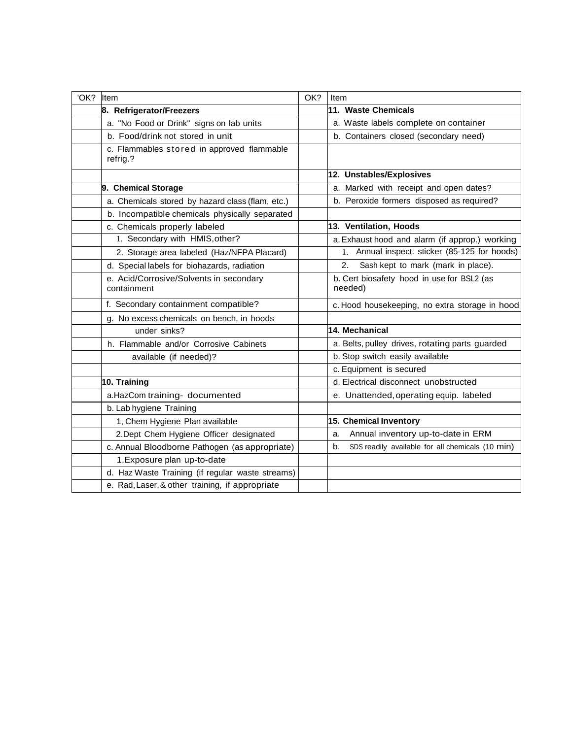| 'OK? | Item | OK? | Item |
|---|---|---|---|
| | **8. Refrigerator/Freezers** | | **11. Waste Chemicals** |
| | a. "No Food or Drink" signs on lab units | | a. Waste labels complete on container |
| | b. Food/drink not stored in unit | | b. Containers closed (secondary need) |
| | c. Flammables stored in approved flammable refrig.? | | |
| | | | **12. Unstables/Explosives** |
| | **9. Chemical Storage** | | a. Marked with receipt and open dates? |
| | a. Chemicals stored by hazard class (flam, etc.) | | b. Peroxide formers disposed as required? |
| | b. Incompatible chemicals physically separated | | |
| | c. Chemicals properly labeled | | **13. Ventilation, Hoods** |
| | 1. Secondary with HMIS, other? | | a. Exhaust hood and alarm (if approp.) working |
| | 2. Storage area labeled (Haz/NFPA Placard) | | 1. Annual inspect. sticker (85-125 for hoods) |
| | d. Special labels for biohazards, radiation | | 2. Sash kept to mark (mark in place). |
| | e. Acid/Corrosive/Solvents in secondary containment | | b. Cert biosafety hood in use for BSL2 (as needed) |
| | f. Secondary containment compatible? | | c. Hood housekeeping, no extra storage in hood |
| | g. No excess chemicals on bench, in hoods | | |
| | under sinks? | | **14. Mechanical** |
| | h. Flammable and/or Corrosive Cabinets | | a. Belts, pulley drives, rotating parts guarded |
| | available (if needed)? | | b. Stop switch easily available |
| | | | c. Equipment is secured |
| | **10. Training** | | d. Electrical disconnect unobstructed |
| | a. HazCom training- documented | | e. Unattended, operating equip. labeled |
| | b. Lab hygiene Training | | |
| | 1, Chem Hygiene Plan available | | **15. Chemical Inventory** |
| | 2. Dept Chem Hygiene Officer designated | | a. Annual inventory up-to-date in ERM |
| | c. Annual Bloodborne Pathogen (as appropriate) | | b. SDS readily available for all chemicals (10 min) |
| | 1. Exposure plan up-to-date | | |
| | d. Haz Waste Training (if regular waste streams) | | |
| | e. Rad, Laser, & other training, if appropriate | | |